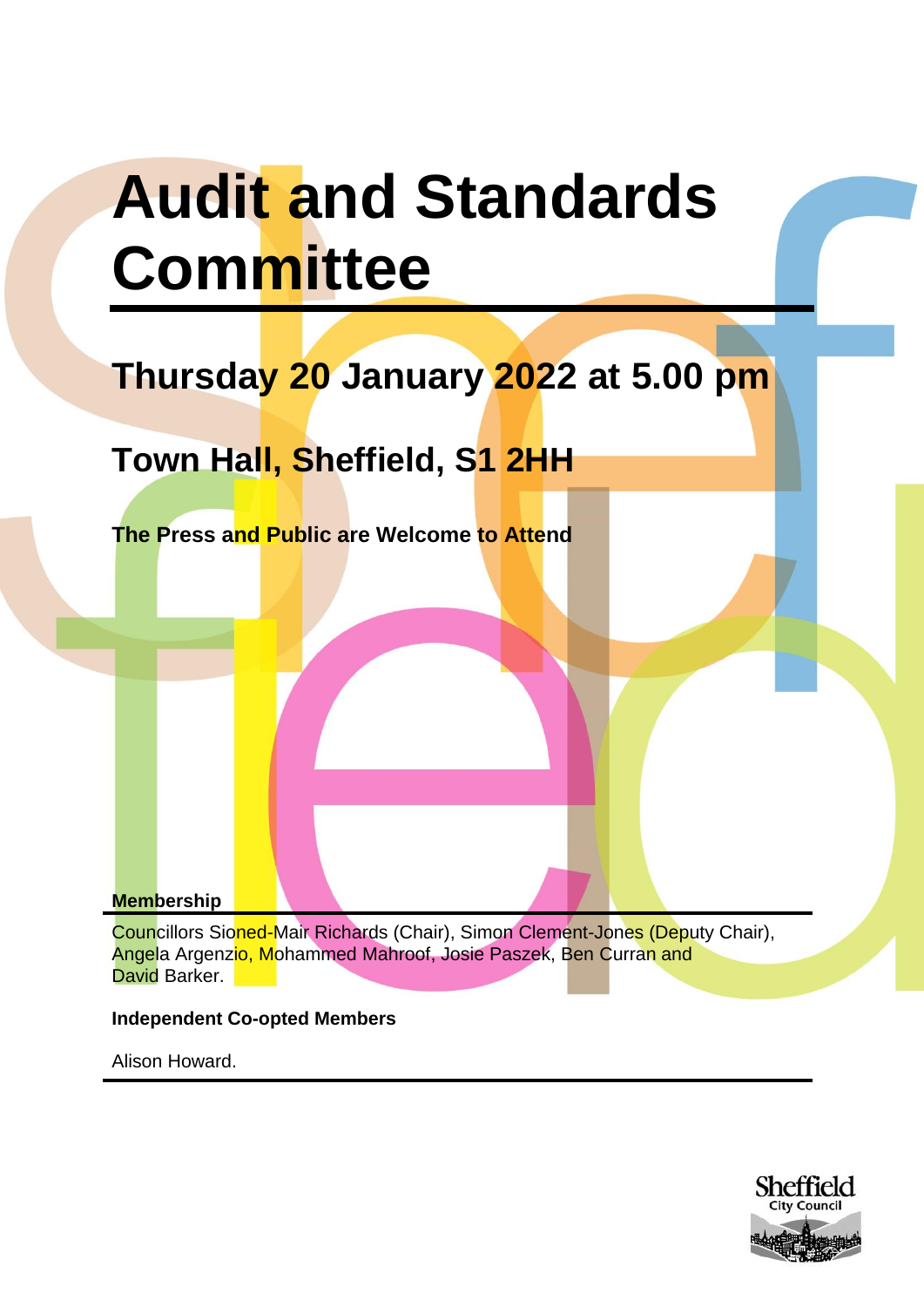# Audit and Standards Committee

## Thursday 20 January 2022 at 5.00 pm

## Town Hall, Sheffield, S1 2HH

**The Press and Public are Welcome to Attend**

**Membership**

Councillors Sioned-Mair Richards (Chair), Simon Clement-Jones (Deputy Chair), Angela Argenzio, Mohammed Mahroof, Josie Paszek, Ben Curran and David Barker.

**Independent Co-opted Members**

Alison Howard.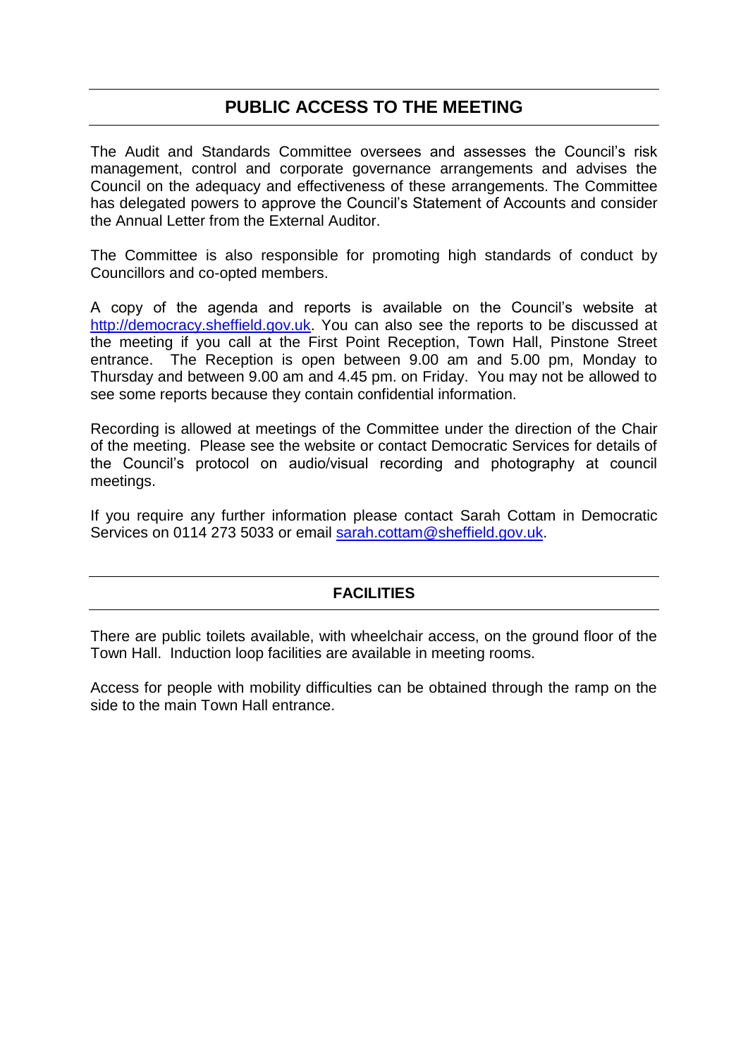## PUBLIC ACCESS TO THE MEETING

The Audit and Standards Committee oversees and assesses the Council's risk management, control and corporate governance arrangements and advises the Council on the adequacy and effectiveness of these arrangements. The Committee has delegated powers to approve the Council's Statement of Accounts and consider the Annual Letter from the External Auditor.

The Committee is also responsible for promoting high standards of conduct by Councillors and co-opted members.

A copy of the agenda and reports is available on the Council's website at http://democracy.sheffield.gov.uk. You can also see the reports to be discussed at the meeting if you call at the First Point Reception, Town Hall, Pinstone Street entrance. The Reception is open between 9.00 am and 5.00 pm, Monday to Thursday and between 9.00 am and 4.45 pm. on Friday. You may not be allowed to see some reports because they contain confidential information.

Recording is allowed at meetings of the Committee under the direction of the Chair of the meeting. Please see the website or contact Democratic Services for details of the Council's protocol on audio/visual recording and photography at council meetings.

If you require any further information please contact Sarah Cottam in Democratic Services on 0114 273 5033 or email sarah.cottam@sheffield.gov.uk.

## FACILITIES

There are public toilets available, with wheelchair access, on the ground floor of the Town Hall. Induction loop facilities are available in meeting rooms.

Access for people with mobility difficulties can be obtained through the ramp on the side to the main Town Hall entrance.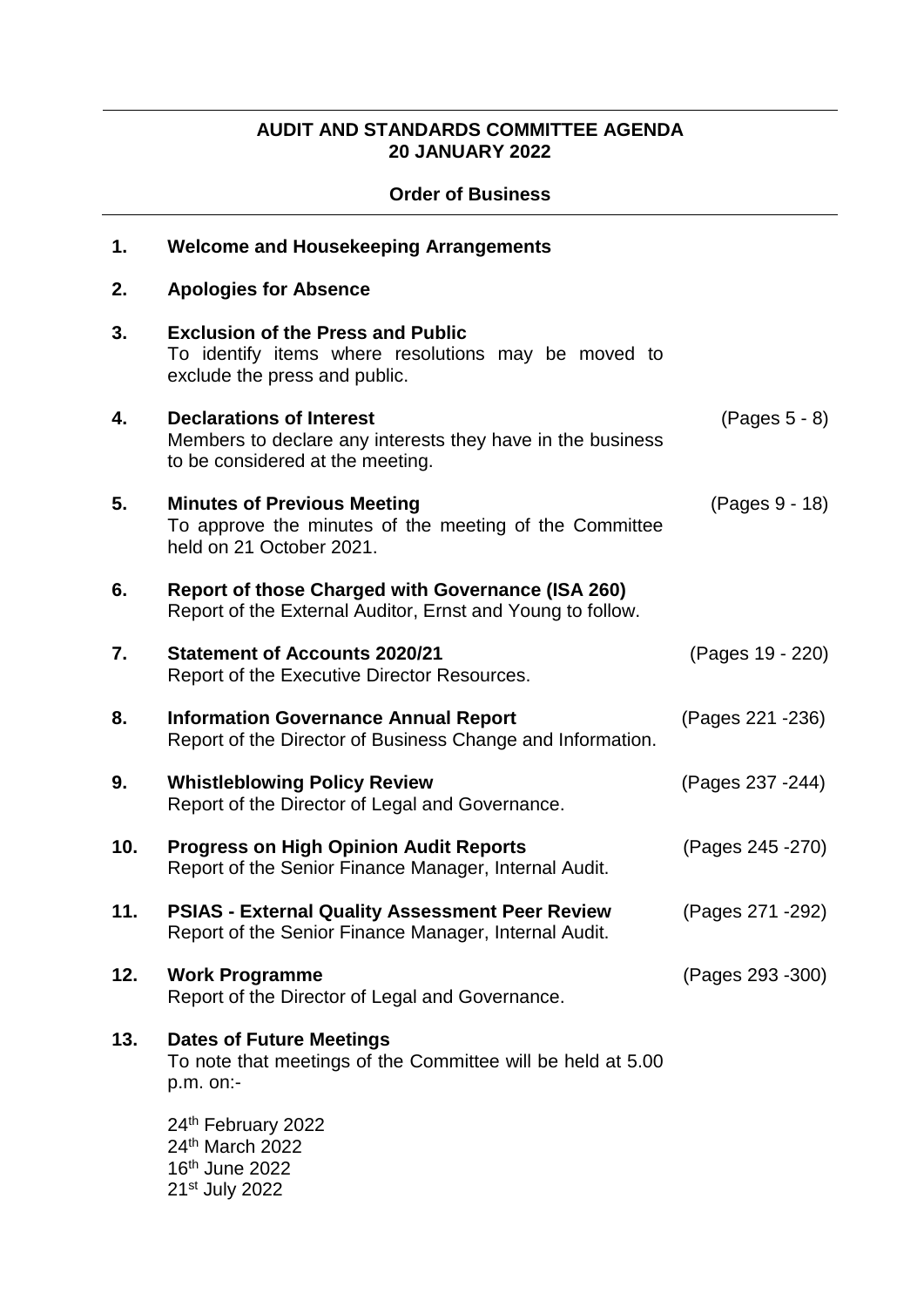# AUDIT AND STANDARDS COMMITTEE AGENDA
## 20 JANUARY 2022

### Order of Business

| | | |
|---|---|---|
| **1.** | **Welcome and Housekeeping Arrangements** | |
| **2.** | **Apologies for Absence** | |
| **3.** | **Exclusion of the Press and Public**<br>To identify items where resolutions may be moved to exclude the press and public. | |
| **4.** | **Declarations of Interest**<br>Members to declare any interests they have in the business to be considered at the meeting. | (Pages 5 - 8) |
| **5.** | **Minutes of Previous Meeting**<br>To approve the minutes of the meeting of the Committee held on 21 October 2021. | (Pages 9 - 18) |
| **6.** | **Report of those Charged with Governance (ISA 260)**<br>Report of the External Auditor, Ernst and Young to follow. | |
| **7.** | **Statement of Accounts 2020/21**<br>Report of the Executive Director Resources. | (Pages 19 - 220) |
| **8.** | **Information Governance Annual Report**<br>Report of the Director of Business Change and Information. | (Pages 221 -236) |
| **9.** | **Whistleblowing Policy Review**<br>Report of the Director of Legal and Governance. | (Pages 237 -244) |
| **10.** | **Progress on High Opinion Audit Reports**<br>Report of the Senior Finance Manager, Internal Audit. | (Pages 245 -270) |
| **11.** | **PSIAS - External Quality Assessment Peer Review**<br>Report of the Senior Finance Manager, Internal Audit. | (Pages 271 -292) |
| **12.** | **Work Programme**<br>Report of the Director of Legal and Governance. | (Pages 293 -300) |
| **13.** | **Dates of Future Meetings**<br>To note that meetings of the Committee will be held at 5.00 p.m. on:-<br><br>24th February 2022<br>24th March 2022<br>16th June 2022<br>21st July 2022 | |